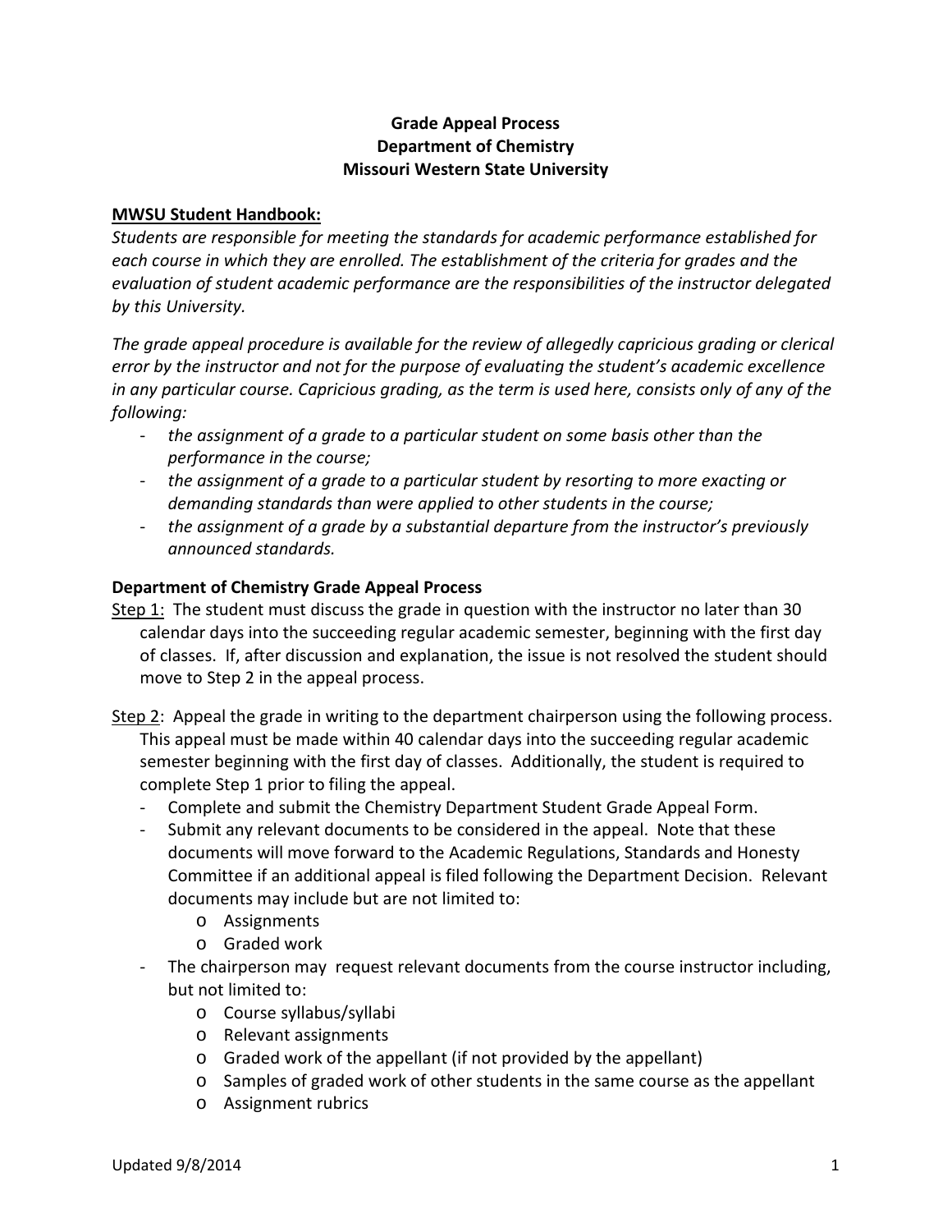# Grade Appeal Process
# Department of Chemistry
# Missouri Western State University

**<u>MWSU Student Handbook:</u>**

*Students are responsible for meeting the standards for academic performance established for each course in which they are enrolled. The establishment of the criteria for grades and the evaluation of student academic performance are the responsibilities of the instructor delegated by this University.*

*The grade appeal procedure is available for the review of allegedly capricious grading or clerical error by the instructor and not for the purpose of evaluating the student's academic excellence in any particular course. Capricious grading, as the term is used here, consists only of any of the following:*

- *the assignment of a grade to a particular student on some basis other than the performance in the course;*
- *the assignment of a grade to a particular student by resorting to more exacting or demanding standards than were applied to other students in the course;*
- *the assignment of a grade by a substantial departure from the instructor's previously announced standards.*

## Department of Chemistry Grade Appeal Process

<u>Step 1</u>: The student must discuss the grade in question with the instructor no later than 30 calendar days into the succeeding regular academic semester, beginning with the first day of classes. If, after discussion and explanation, the issue is not resolved the student should move to Step 2 in the appeal process.

<u>Step 2</u>: Appeal the grade in writing to the department chairperson using the following process. This appeal must be made within 40 calendar days into the succeeding regular academic semester beginning with the first day of classes. Additionally, the student is required to complete Step 1 prior to filing the appeal.

- Complete and submit the Chemistry Department Student Grade Appeal Form.
- Submit any relevant documents to be considered in the appeal. Note that these documents will move forward to the Academic Regulations, Standards and Honesty Committee if an additional appeal is filed following the Department Decision. Relevant documents may include but are not limited to:
    - Assignments
    - Graded work
- The chairperson may request relevant documents from the course instructor including, but not limited to:
    - Course syllabus/syllabi
    - Relevant assignments
    - Graded work of the appellant (if not provided by the appellant)
    - Samples of graded work of other students in the same course as the appellant
    - Assignment rubrics

Updated 9/8/2014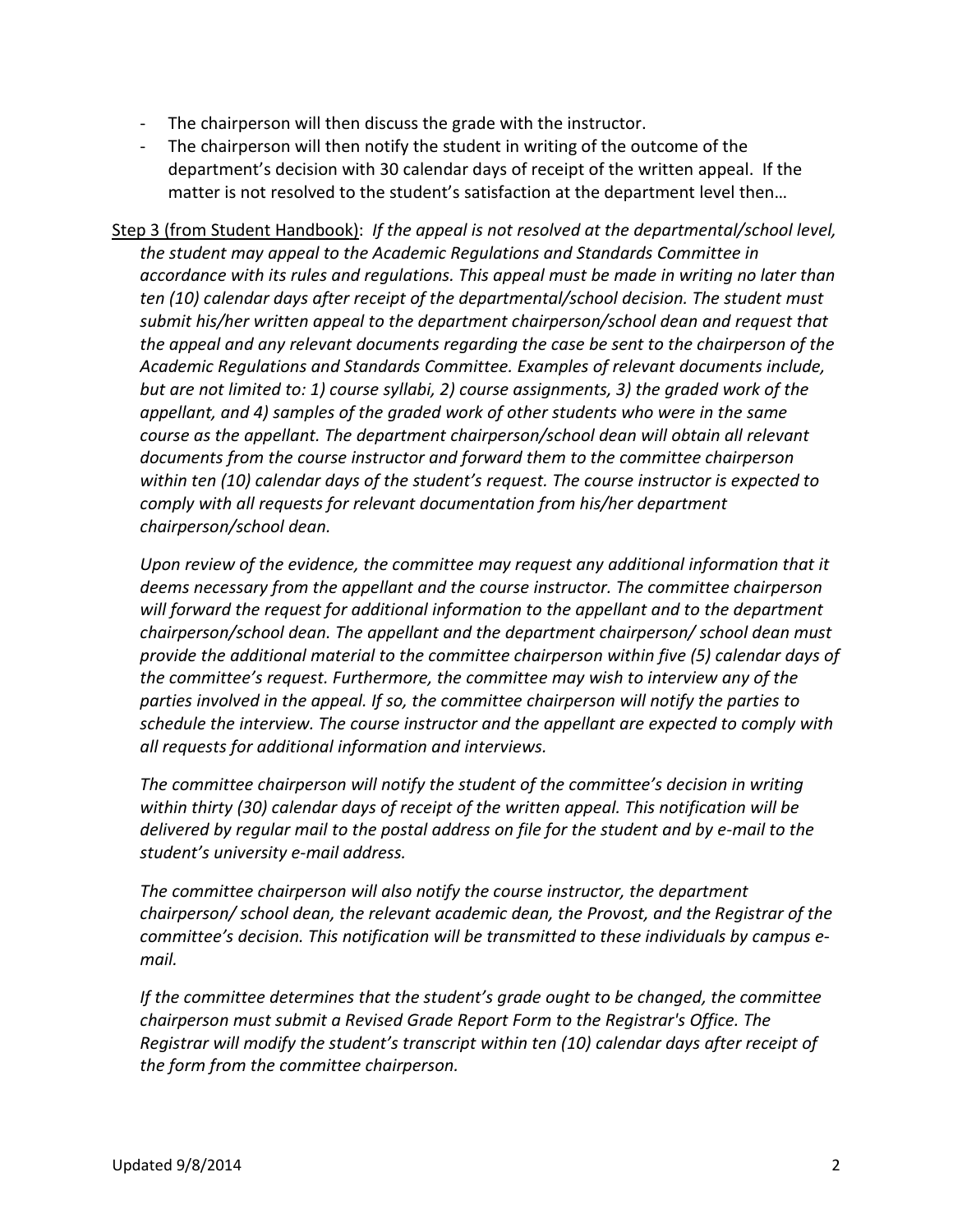- The chairperson will then discuss the grade with the instructor.
- The chairperson will then notify the student in writing of the outcome of the department's decision with 30 calendar days of receipt of the written appeal. If the matter is not resolved to the student's satisfaction at the department level then…

<u>Step 3 (from Student Handbook)</u>: *If the appeal is not resolved at the departmental/school level, the student may appeal to the Academic Regulations and Standards Committee in accordance with its rules and regulations. This appeal must be made in writing no later than ten (10) calendar days after receipt of the departmental/school decision. The student must submit his/her written appeal to the department chairperson/school dean and request that the appeal and any relevant documents regarding the case be sent to the chairperson of the Academic Regulations and Standards Committee. Examples of relevant documents include, but are not limited to: 1) course syllabi, 2) course assignments, 3) the graded work of the appellant, and 4) samples of the graded work of other students who were in the same course as the appellant. The department chairperson/school dean will obtain all relevant documents from the course instructor and forward them to the committee chairperson within ten (10) calendar days of the student's request. The course instructor is expected to comply with all requests for relevant documentation from his/her department chairperson/school dean.*

*Upon review of the evidence, the committee may request any additional information that it deems necessary from the appellant and the course instructor. The committee chairperson will forward the request for additional information to the appellant and to the department chairperson/school dean. The appellant and the department chairperson/ school dean must provide the additional material to the committee chairperson within five (5) calendar days of the committee's request. Furthermore, the committee may wish to interview any of the parties involved in the appeal. If so, the committee chairperson will notify the parties to schedule the interview. The course instructor and the appellant are expected to comply with all requests for additional information and interviews.*

*The committee chairperson will notify the student of the committee's decision in writing within thirty (30) calendar days of receipt of the written appeal. This notification will be delivered by regular mail to the postal address on file for the student and by e-mail to the student's university e-mail address.*

*The committee chairperson will also notify the course instructor, the department chairperson/ school dean, the relevant academic dean, the Provost, and the Registrar of the committee's decision. This notification will be transmitted to these individuals by campus e-mail.*

*If the committee determines that the student's grade ought to be changed, the committee chairperson must submit a Revised Grade Report Form to the Registrar's Office. The Registrar will modify the student's transcript within ten (10) calendar days after receipt of the form from the committee chairperson.*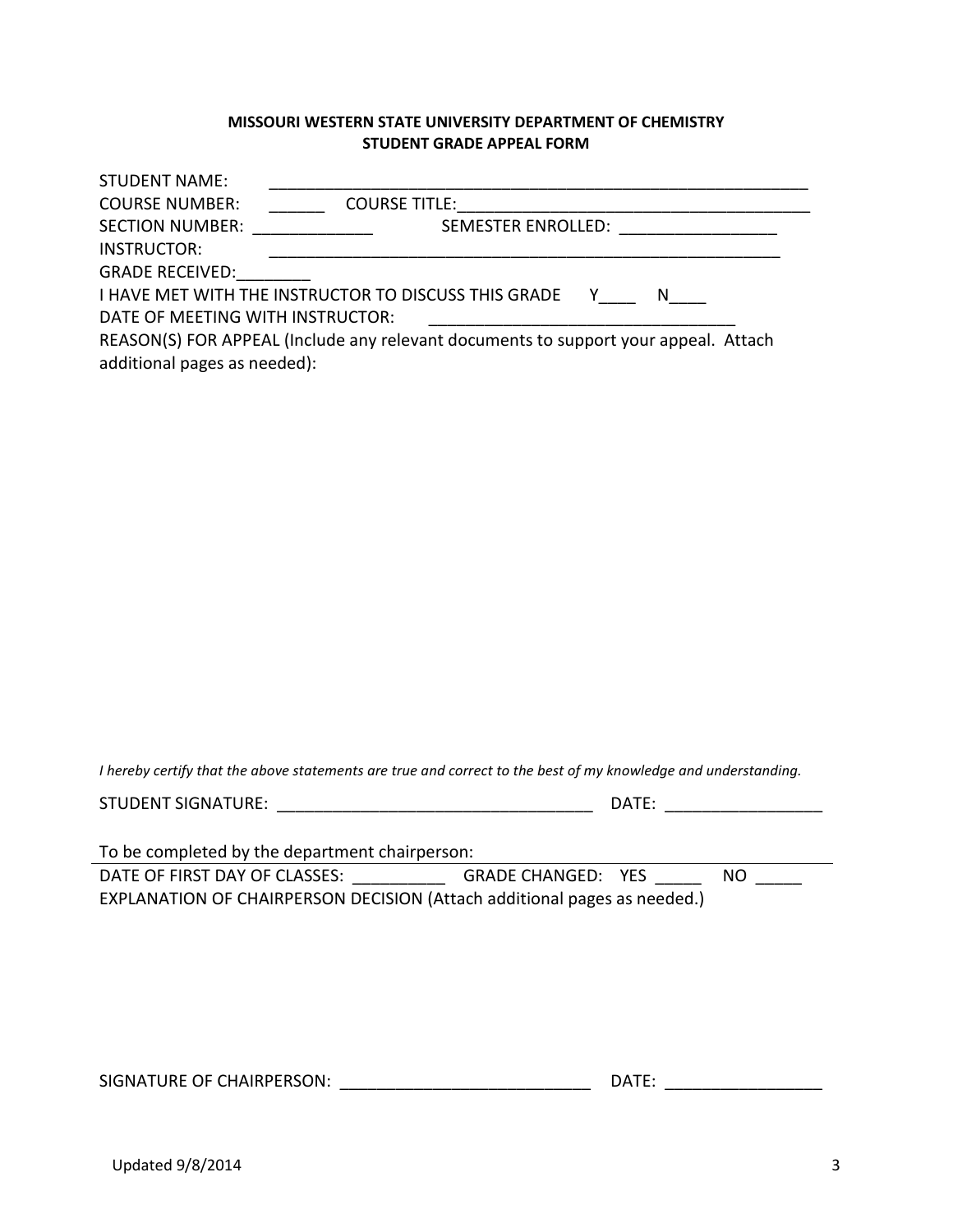**MISSOURI WESTERN STATE UNIVERSITY DEPARTMENT OF CHEMISTRY**
**STUDENT GRADE APPEAL FORM**

STUDENT NAME: ______________________________________________________________

COURSE NUMBER: ______ COURSE TITLE:________________________________________

SECTION NUMBER: _____________ SEMESTER ENROLLED: _________________

INSTRUCTOR: ________________________________________________________

GRADE RECEIVED:________

I HAVE MET WITH THE INSTRUCTOR TO DISCUSS THIS GRADE Y____ N____

DATE OF MEETING WITH INSTRUCTOR: _________________________________

REASON(S) FOR APPEAL (Include any relevant documents to support your appeal. Attach additional pages as needed):

*I hereby certify that the above statements are true and correct to the best of my knowledge and understanding.*

STUDENT SIGNATURE: __________________________________ DATE: _________________

To be completed by the department chairperson:

DATE OF FIRST DAY OF CLASSES: __________ GRADE CHANGED: YES _____ NO _____

EXPLANATION OF CHAIRPERSON DECISION (Attach additional pages as needed.)

SIGNATURE OF CHAIRPERSON: ___________________________ DATE: _________________

Updated 9/8/2014